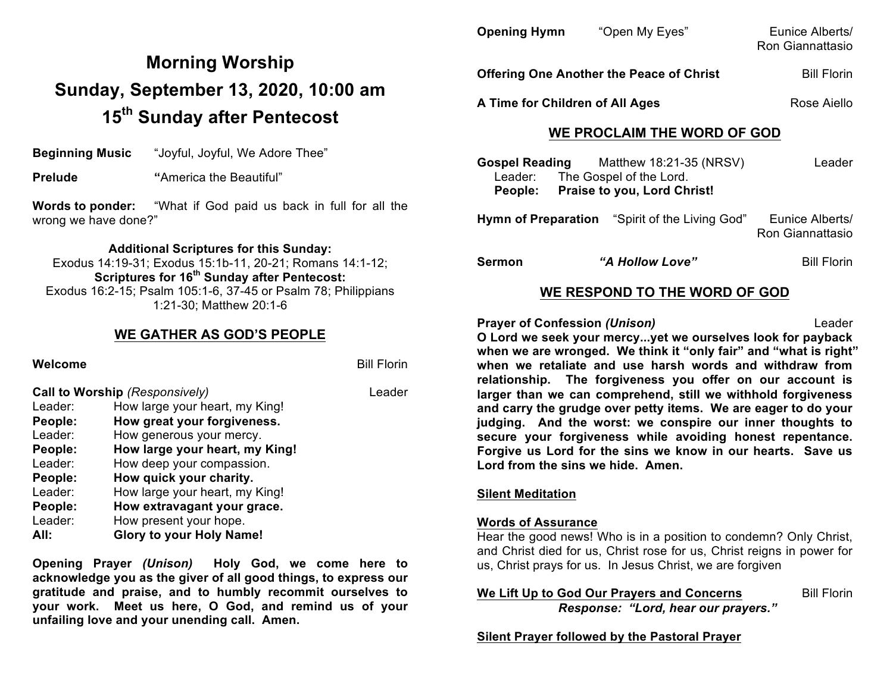# Morning Worship

# Sunday, September 13, 2020, 10:00 am

# 15th Sunday after Pentecost

**Beginning Music** "Joyful, Joyful, We Adore Thee"

**Prelude** **"**America the Beautiful"

**Words to ponder:** "What if God paid us back in full for all the wrong we have done?"

**Additional Scriptures for this Sunday:**
Exodus 14:19-31; Exodus 15:1b-11, 20-21; Romans 14:1-12;
**Scriptures for 16th Sunday after Pentecost:**
Exodus 16:2-15; Psalm 105:1-6, 37-45 or Psalm 78; Philippians 1:21-30; Matthew 20:1-6

## WE GATHER AS GOD'S PEOPLE

**Welcome** Bill Florin

**Call to Worship** *(Responsively)* Leader

Leader: How large your heart, my King!
**People: How great your forgiveness.**
Leader: How generous your mercy.
**People: How large your heart, my King!**
Leader: How deep your compassion.
**People: How quick your charity.**
Leader: How large your heart, my King!
**People: How extravagant your grace.**
Leader: How present your hope.
**All: Glory to your Holy Name!**

**Opening Prayer *(Unison)* Holy God, we come here to acknowledge you as the giver of all good things, to express our gratitude and praise, and to humbly recommit ourselves to your work. Meet us here, O God, and remind us of your unfailing love and your unending call. Amen.**

**Opening Hymn** "Open My Eyes" Eunice Alberts/ Ron Giannattasio

**Offering One Another the Peace of Christ** Bill Florin

**A Time for Children of All Ages** Rose Aiello

## WE PROCLAIM THE WORD OF GOD

**Gospel Reading** Matthew 18:21-35 (NRSV) Leader

Leader: The Gospel of the Lord.
**People: Praise to you, Lord Christ!**

**Hymn of Preparation** "Spirit of the Living God" Eunice Alberts/ Ron Giannattasio

**Sermon** ***"A Hollow Love"*** Bill Florin

## WE RESPOND TO THE WORD OF GOD

**Prayer of Confession *(Unison)*** Leader

**O Lord we seek your mercy...yet we ourselves look for payback when we are wronged. We think it "only fair" and "what is right" when we retaliate and use harsh words and withdraw from relationship. The forgiveness you offer on our account is larger than we can comprehend, still we withhold forgiveness and carry the grudge over petty items. We are eager to do your judging. And the worst: we conspire our inner thoughts to secure your forgiveness while avoiding honest repentance. Forgive us Lord for the sins we know in our hearts. Save us Lord from the sins we hide. Amen.**

**Silent Meditation**

**Words of Assurance**

Hear the good news! Who is in a position to condemn? Only Christ, and Christ died for us, Christ rose for us, Christ reigns in power for us, Christ prays for us. In Jesus Christ, we are forgiven

**We Lift Up to God Our Prayers and Concerns** Bill Florin

***Response: "Lord, hear our prayers."***

**Silent Prayer followed by the Pastoral Prayer**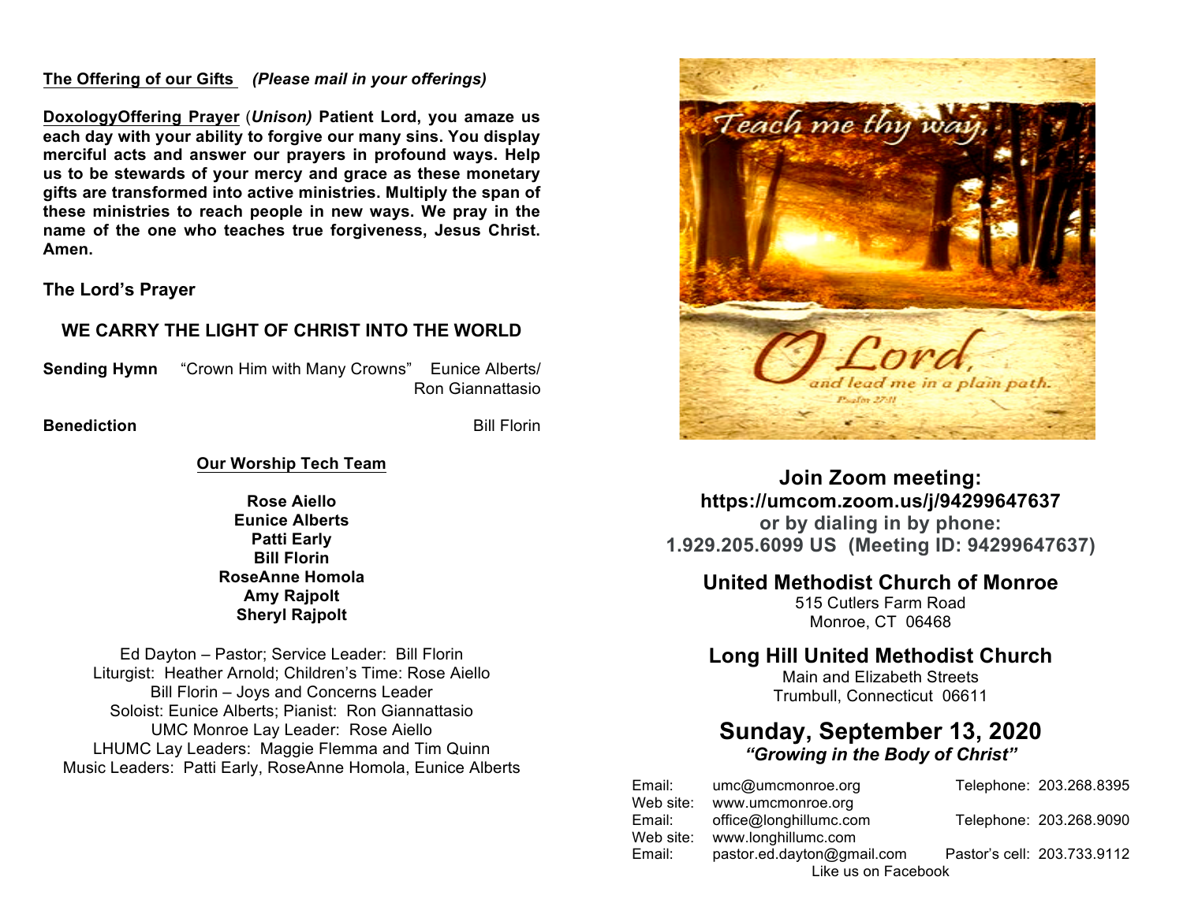**The Offering of our Gifts** ***(Please mail in your offerings)***

**DoxologyOffering Prayer** (***Unison)*** **Patient Lord, you amaze us each day with your ability to forgive our many sins. You display merciful acts and answer our prayers in profound ways. Help us to be stewards of your mercy and grace as these monetary gifts are transformed into active ministries. Multiply the span of these ministries to reach people in new ways. We pray in the name of the one who teaches true forgiveness, Jesus Christ. Amen.**

**The Lord's Prayer**

## WE CARRY THE LIGHT OF CHRIST INTO THE WORLD

**Sending Hymn** "Crown Him with Many Crowns" Eunice Alberts/ Ron Giannattasio

**Benediction** Bill Florin

**Our Worship Tech Team**

**Rose Aiello**
**Eunice Alberts**
**Patti Early**
**Bill Florin**
**RoseAnne Homola**
**Amy Rajpolt**
**Sheryl Rajpolt**

Ed Dayton – Pastor; Service Leader: Bill Florin
Liturgist: Heather Arnold; Children's Time: Rose Aiello
Bill Florin – Joys and Concerns Leader
Soloist: Eunice Alberts; Pianist: Ron Giannattasio
UMC Monroe Lay Leader: Rose Aiello
LHUMC Lay Leaders: Maggie Flemma and Tim Quinn
Music Leaders: Patti Early, RoseAnne Homola, Eunice Alberts

Teach me thy way, O Lord, and lead me in a plain path.
Psalm 27:11

**Join Zoom meeting:**
**https://umcom.zoom.us/j/94299647637**
**or by dialing in by phone:**
**1.929.205.6099 US (Meeting ID: 94299647637)**

## United Methodist Church of Monroe

515 Cutlers Farm Road
Monroe, CT 06468

## Long Hill United Methodist Church

Main and Elizabeth Streets
Trumbull, Connecticut 06611

# Sunday, September 13, 2020

***"Growing in the Body of Christ"***

| | | |
|---|---|---|
| Email: | umc@umcmonroe.org | Telephone: 203.268.8395 |
| Web site: | www.umcmonroe.org | |
| Email: | office@longhillumc.com | Telephone: 203.268.9090 |
| Web site: | www.longhillumc.com | |
| Email: | pastor.ed.dayton@gmail.com | Pastor's cell: 203.733.9112 |

Like us on Facebook